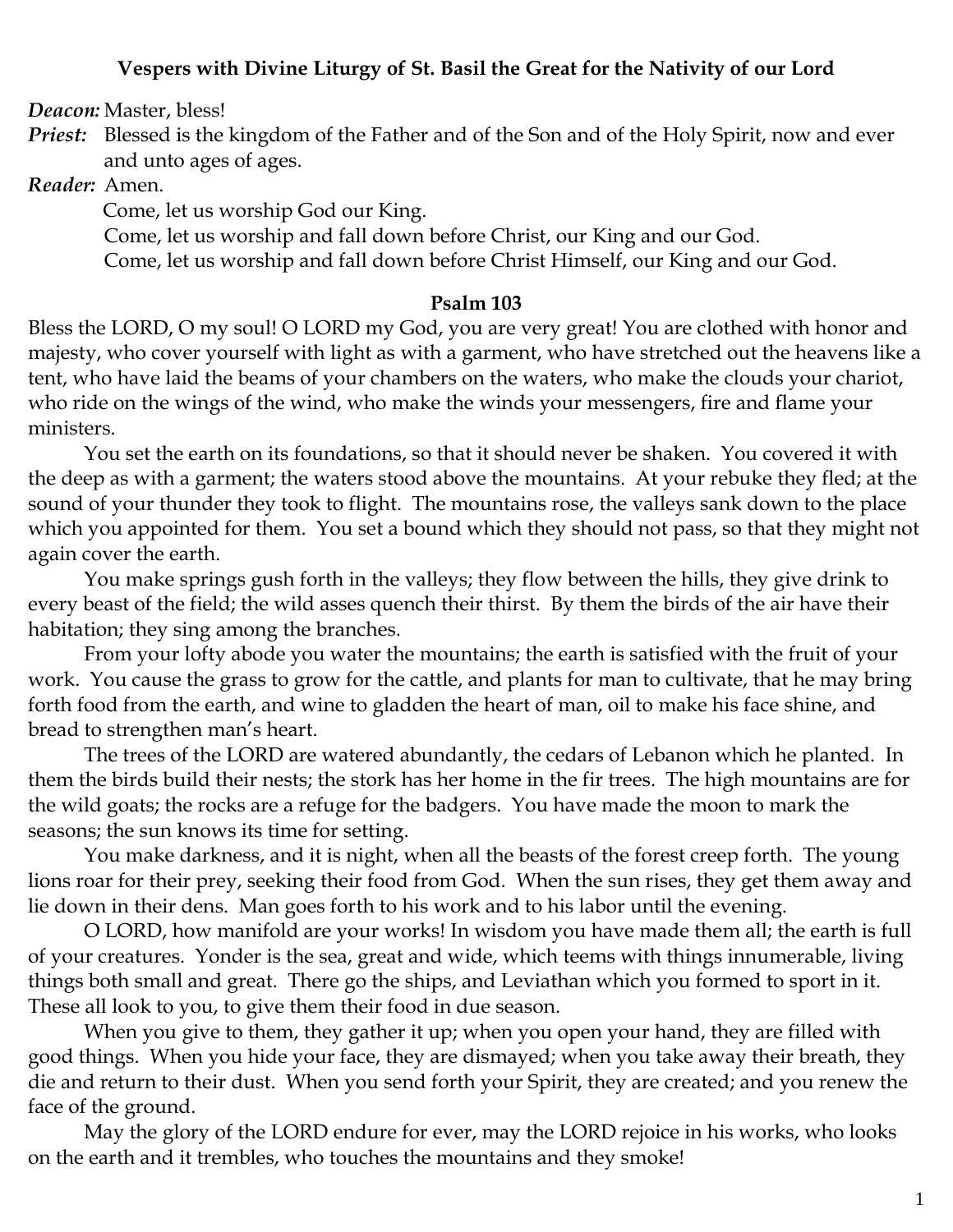# Vespers with Divine Liturgy of St. Basil the Great for the Nativity of our Lord

***Deacon:*** Master, bless!

***Priest:*** Blessed is the kingdom of the Father and of the Son and of the Holy Spirit, now and ever and unto ages of ages.

***Reader:*** Amen.

Come, let us worship God our King.

Come, let us worship and fall down before Christ, our King and our God.

Come, let us worship and fall down before Christ Himself, our King and our God.

## Psalm 103

Bless the LORD, O my soul! O LORD my God, you are very great! You are clothed with honor and majesty, who cover yourself with light as with a garment, who have stretched out the heavens like a tent, who have laid the beams of your chambers on the waters, who make the clouds your chariot, who ride on the wings of the wind, who make the winds your messengers, fire and flame your ministers.

You set the earth on its foundations, so that it should never be shaken. You covered it with the deep as with a garment; the waters stood above the mountains. At your rebuke they fled; at the sound of your thunder they took to flight. The mountains rose, the valleys sank down to the place which you appointed for them. You set a bound which they should not pass, so that they might not again cover the earth.

You make springs gush forth in the valleys; they flow between the hills, they give drink to every beast of the field; the wild asses quench their thirst. By them the birds of the air have their habitation; they sing among the branches.

From your lofty abode you water the mountains; the earth is satisfied with the fruit of your work. You cause the grass to grow for the cattle, and plants for man to cultivate, that he may bring forth food from the earth, and wine to gladden the heart of man, oil to make his face shine, and bread to strengthen man's heart.

The trees of the LORD are watered abundantly, the cedars of Lebanon which he planted. In them the birds build their nests; the stork has her home in the fir trees. The high mountains are for the wild goats; the rocks are a refuge for the badgers. You have made the moon to mark the seasons; the sun knows its time for setting.

You make darkness, and it is night, when all the beasts of the forest creep forth. The young lions roar for their prey, seeking their food from God. When the sun rises, they get them away and lie down in their dens. Man goes forth to his work and to his labor until the evening.

O LORD, how manifold are your works! In wisdom you have made them all; the earth is full of your creatures. Yonder is the sea, great and wide, which teems with things innumerable, living things both small and great. There go the ships, and Leviathan which you formed to sport in it. These all look to you, to give them their food in due season.

When you give to them, they gather it up; when you open your hand, they are filled with good things. When you hide your face, they are dismayed; when you take away their breath, they die and return to their dust. When you send forth your Spirit, they are created; and you renew the face of the ground.

May the glory of the LORD endure for ever, may the LORD rejoice in his works, who looks on the earth and it trembles, who touches the mountains and they smoke!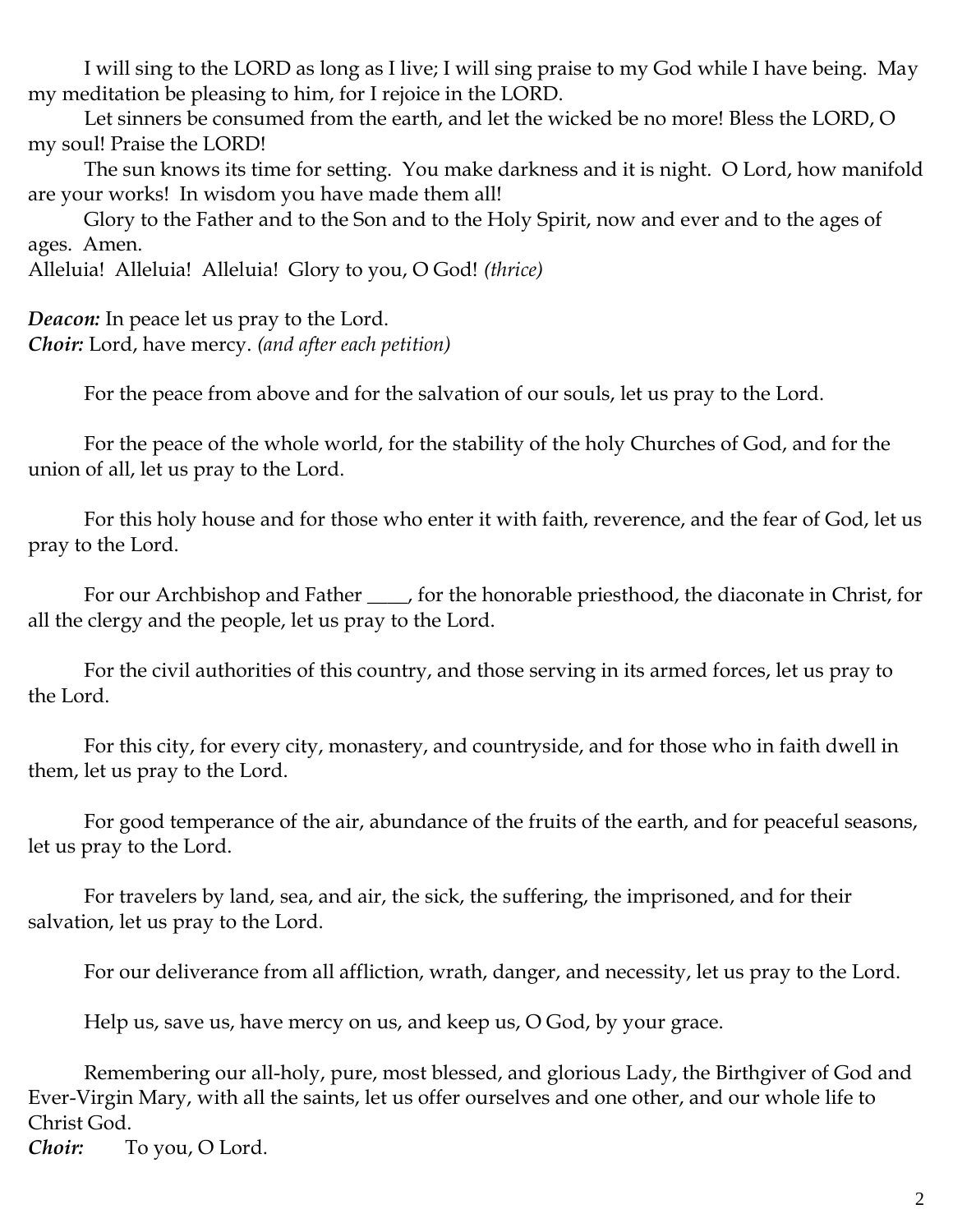I will sing to the LORD as long as I live; I will sing praise to my God while I have being. May my meditation be pleasing to him, for I rejoice in the LORD.

Let sinners be consumed from the earth, and let the wicked be no more! Bless the LORD, O my soul! Praise the LORD!

The sun knows its time for setting. You make darkness and it is night. O Lord, how manifold are your works! In wisdom you have made them all!

Glory to the Father and to the Son and to the Holy Spirit, now and ever and to the ages of ages. Amen.

Alleluia! Alleluia! Alleluia! Glory to you, O God! *(thrice)*

***Deacon:*** In peace let us pray to the Lord.
***Choir:*** Lord, have mercy. *(and after each petition)*

For the peace from above and for the salvation of our souls, let us pray to the Lord.

For the peace of the whole world, for the stability of the holy Churches of God, and for the union of all, let us pray to the Lord.

For this holy house and for those who enter it with faith, reverence, and the fear of God, let us pray to the Lord.

For our Archbishop and Father ____, for the honorable priesthood, the diaconate in Christ, for all the clergy and the people, let us pray to the Lord.

For the civil authorities of this country, and those serving in its armed forces, let us pray to the Lord.

For this city, for every city, monastery, and countryside, and for those who in faith dwell in them, let us pray to the Lord.

For good temperance of the air, abundance of the fruits of the earth, and for peaceful seasons, let us pray to the Lord.

For travelers by land, sea, and air, the sick, the suffering, the imprisoned, and for their salvation, let us pray to the Lord.

For our deliverance from all affliction, wrath, danger, and necessity, let us pray to the Lord.

Help us, save us, have mercy on us, and keep us, O God, by your grace.

Remembering our all-holy, pure, most blessed, and glorious Lady, the Birthgiver of God and Ever-Virgin Mary, with all the saints, let us offer ourselves and one other, and our whole life to Christ God.

***Choir:*** To you, O Lord.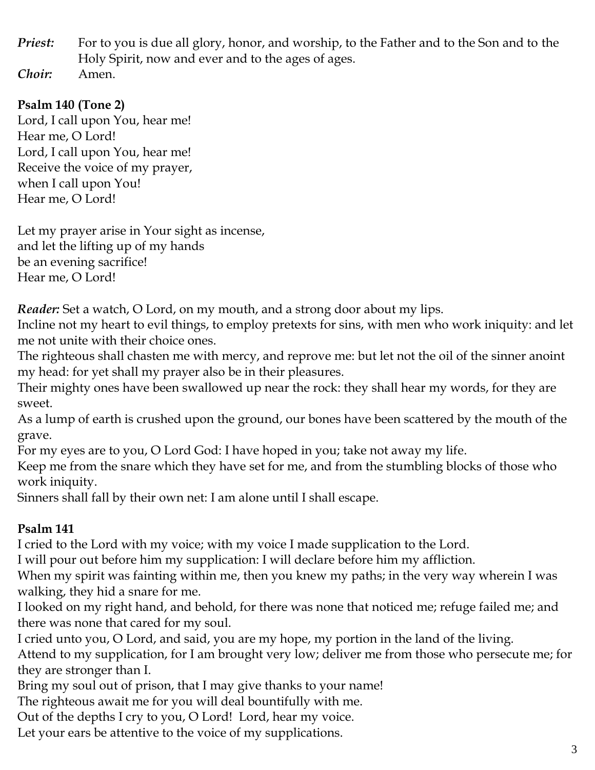*Priest:* For to you is due all glory, honor, and worship, to the Father and to the Son and to the Holy Spirit, now and ever and to the ages of ages.

*Choir:* Amen.

**Psalm 140 (Tone 2)**

Lord, I call upon You, hear me!
Hear me, O Lord!
Lord, I call upon You, hear me!
Receive the voice of my prayer,
when I call upon You!
Hear me, O Lord!

Let my prayer arise in Your sight as incense,
and let the lifting up of my hands
be an evening sacrifice!
Hear me, O Lord!

***Reader:*** Set a watch, O Lord, on my mouth, and a strong door about my lips.
Incline not my heart to evil things, to employ pretexts for sins, with men who work iniquity: and let me not unite with their choice ones.
The righteous shall chasten me with mercy, and reprove me: but let not the oil of the sinner anoint my head: for yet shall my prayer also be in their pleasures.
Their mighty ones have been swallowed up near the rock: they shall hear my words, for they are sweet.
As a lump of earth is crushed upon the ground, our bones have been scattered by the mouth of the grave.
For my eyes are to you, O Lord God: I have hoped in you; take not away my life.
Keep me from the snare which they have set for me, and from the stumbling blocks of those who work iniquity.
Sinners shall fall by their own net: I am alone until I shall escape.

**Psalm 141**

I cried to the Lord with my voice; with my voice I made supplication to the Lord.
I will pour out before him my supplication: I will declare before him my affliction.
When my spirit was fainting within me, then you knew my paths; in the very way wherein I was walking, they hid a snare for me.
I looked on my right hand, and behold, for there was none that noticed me; refuge failed me; and there was none that cared for my soul.
I cried unto you, O Lord, and said, you are my hope, my portion in the land of the living.
Attend to my supplication, for I am brought very low; deliver me from those who persecute me; for they are stronger than I.
Bring my soul out of prison, that I may give thanks to your name!
The righteous await me for you will deal bountifully with me.
Out of the depths I cry to you, O Lord! Lord, hear my voice.
Let your ears be attentive to the voice of my supplications.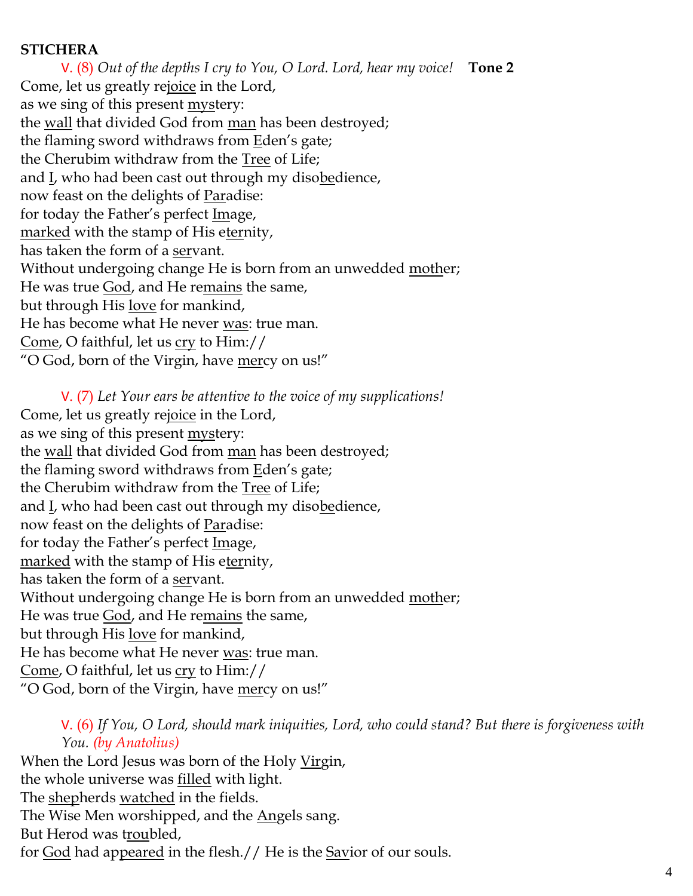**STICHERA**

V. (8) *Out of the depths I cry to You, O Lord. Lord, hear my voice!* **Tone 2**

Come, let us greatly rejoice in the Lord,
as we sing of this present mystery:
the wall that divided God from man has been destroyed;
the flaming sword withdraws from Eden's gate;
the Cherubim withdraw from the Tree of Life;
and I, who had been cast out through my disobedience,
now feast on the delights of Paradise:
for today the Father's perfect Image,
marked with the stamp of His eternity,
has taken the form of a servant.
Without undergoing change He is born from an unwedded mother;
He was true God, and He remains the same,
but through His love for mankind,
He has become what He never was: true man.
Come, O faithful, let us cry to Him://
"O God, born of the Virgin, have mercy on us!"

V. (7) *Let Your ears be attentive to the voice of my supplications!*

Come, let us greatly rejoice in the Lord,
as we sing of this present mystery:
the wall that divided God from man has been destroyed;
the flaming sword withdraws from Eden's gate;
the Cherubim withdraw from the Tree of Life;
and I, who had been cast out through my disobedience,
now feast on the delights of Paradise:
for today the Father's perfect Image,
marked with the stamp of His eternity,
has taken the form of a servant.
Without undergoing change He is born from an unwedded mother;
He was true God, and He remains the same,
but through His love for mankind,
He has become what He never was: true man.
Come, O faithful, let us cry to Him://
"O God, born of the Virgin, have mercy on us!"

V. (6) *If You, O Lord, should mark iniquities, Lord, who could stand? But there is forgiveness with You. (by Anatolius)*

When the Lord Jesus was born of the Holy Virgin,
the whole universe was filled with light.
The shepherds watched in the fields.
The Wise Men worshipped, and the Angels sang.
But Herod was troubled,
for God had appeared in the flesh.// He is the Savior of our souls.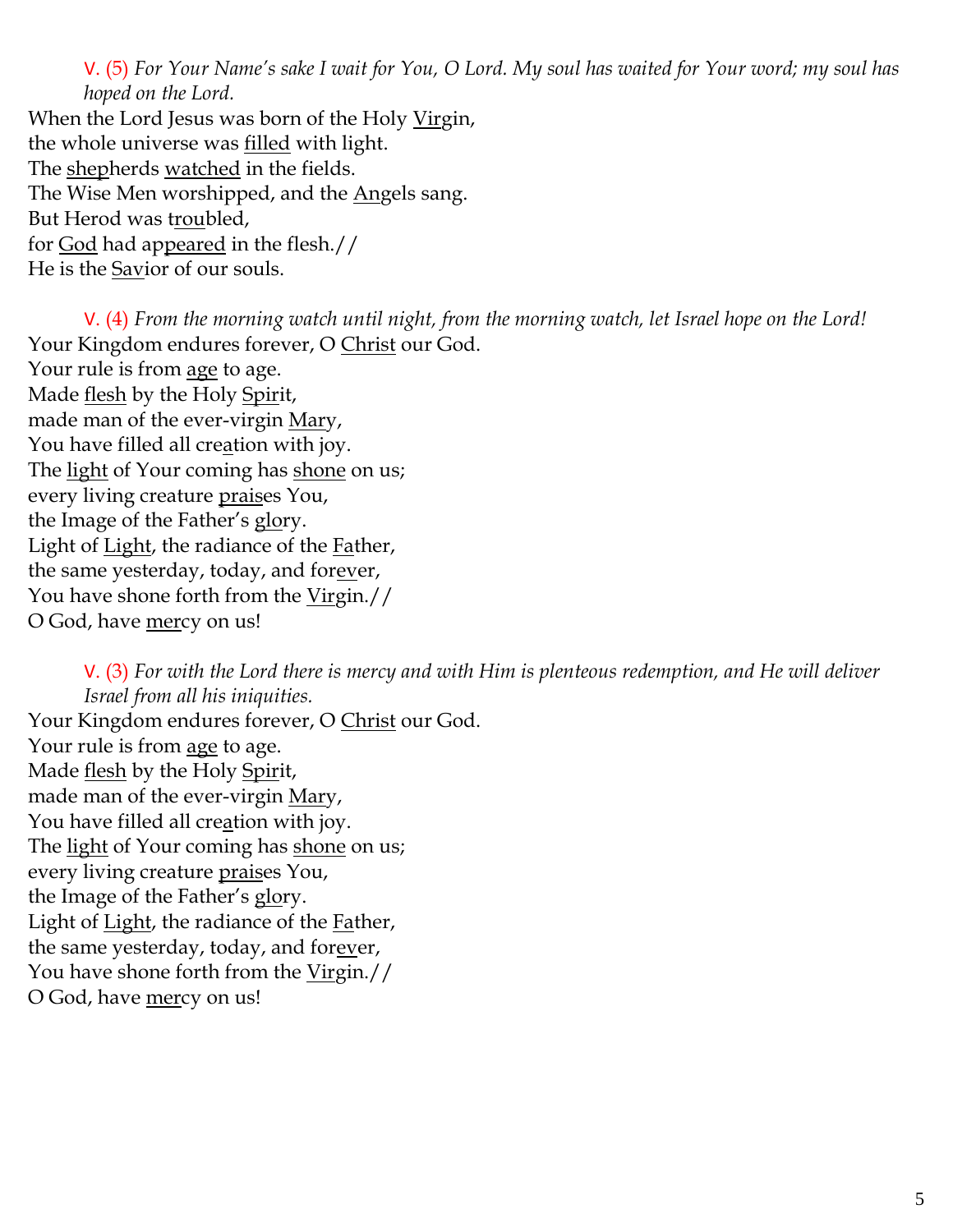V. (5) *For Your Name's sake I wait for You, O Lord. My soul has waited for Your word; my soul has hoped on the Lord.*

When the Lord Jesus was born of the Holy Virgin,
the whole universe was filled with light.
The shepherds watched in the fields.
The Wise Men worshipped, and the Angels sang.
But Herod was troubled,
for God had appeared in the flesh.//
He is the Savior of our souls.

V. (4) *From the morning watch until night, from the morning watch, let Israel hope on the Lord!*

Your Kingdom endures forever, O Christ our God.
Your rule is from age to age.
Made flesh by the Holy Spirit,
made man of the ever-virgin Mary,
You have filled all creation with joy.
The light of Your coming has shone on us;
every living creature praises You,
the Image of the Father's glory.
Light of Light, the radiance of the Father,
the same yesterday, today, and forever,
You have shone forth from the Virgin.//
O God, have mercy on us!

V. (3) *For with the Lord there is mercy and with Him is plenteous redemption, and He will deliver Israel from all his iniquities.*

Your Kingdom endures forever, O Christ our God.
Your rule is from age to age.
Made flesh by the Holy Spirit,
made man of the ever-virgin Mary,
You have filled all creation with joy.
The light of Your coming has shone on us;
every living creature praises You,
the Image of the Father's glory.
Light of Light, the radiance of the Father,
the same yesterday, today, and forever,
You have shone forth from the Virgin.//
O God, have mercy on us!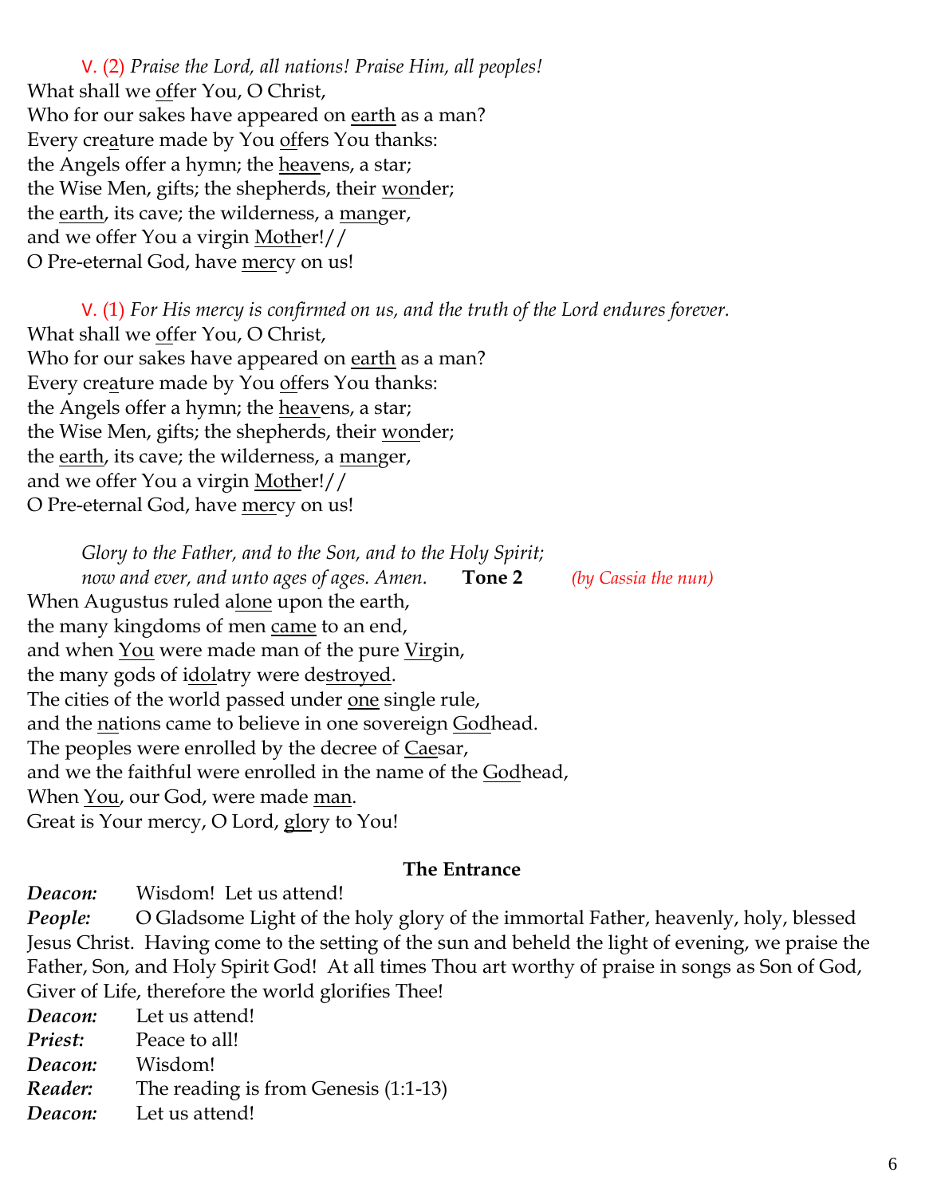V. (2) *Praise the Lord, all nations! Praise Him, all peoples!*
What shall we offer You, O Christ,
Who for our sakes have appeared on earth as a man?
Every creature made by You offers You thanks:
the Angels offer a hymn; the heavens, a star;
the Wise Men, gifts; the shepherds, their wonder;
the earth, its cave; the wilderness, a manger,
and we offer You a virgin Mother!//
O Pre-eternal God, have mercy on us!

V. (1) *For His mercy is confirmed on us, and the truth of the Lord endures forever.*
What shall we offer You, O Christ,
Who for our sakes have appeared on earth as a man?
Every creature made by You offers You thanks:
the Angels offer a hymn; the heavens, a star;
the Wise Men, gifts; the shepherds, their wonder;
the earth, its cave; the wilderness, a manger,
and we offer You a virgin Mother!//
O Pre-eternal God, have mercy on us!

*Glory to the Father, and to the Son, and to the Holy Spirit;*
*now and ever, and unto ages of ages. Amen.* **Tone 2** *(by Cassia the nun)*
When Augustus ruled alone upon the earth,
the many kingdoms of men came to an end,
and when You were made man of the pure Virgin,
the many gods of idolatry were destroyed.
The cities of the world passed under one single rule,
and the nations came to believe in one sovereign Godhead.
The peoples were enrolled by the decree of Caesar,
and we the faithful were enrolled in the name of the Godhead,
When You, our God, were made man.
Great is Your mercy, O Lord, glory to You!

**The Entrance**

***Deacon:*** Wisdom! Let us attend!
***People:*** O Gladsome Light of the holy glory of the immortal Father, heavenly, holy, blessed Jesus Christ. Having come to the setting of the sun and beheld the light of evening, we praise the Father, Son, and Holy Spirit God! At all times Thou art worthy of praise in songs as Son of God, Giver of Life, therefore the world glorifies Thee!
***Deacon:*** Let us attend!
***Priest:*** Peace to all!
***Deacon:*** Wisdom!
***Reader:*** The reading is from Genesis (1:1-13)
***Deacon:*** Let us attend!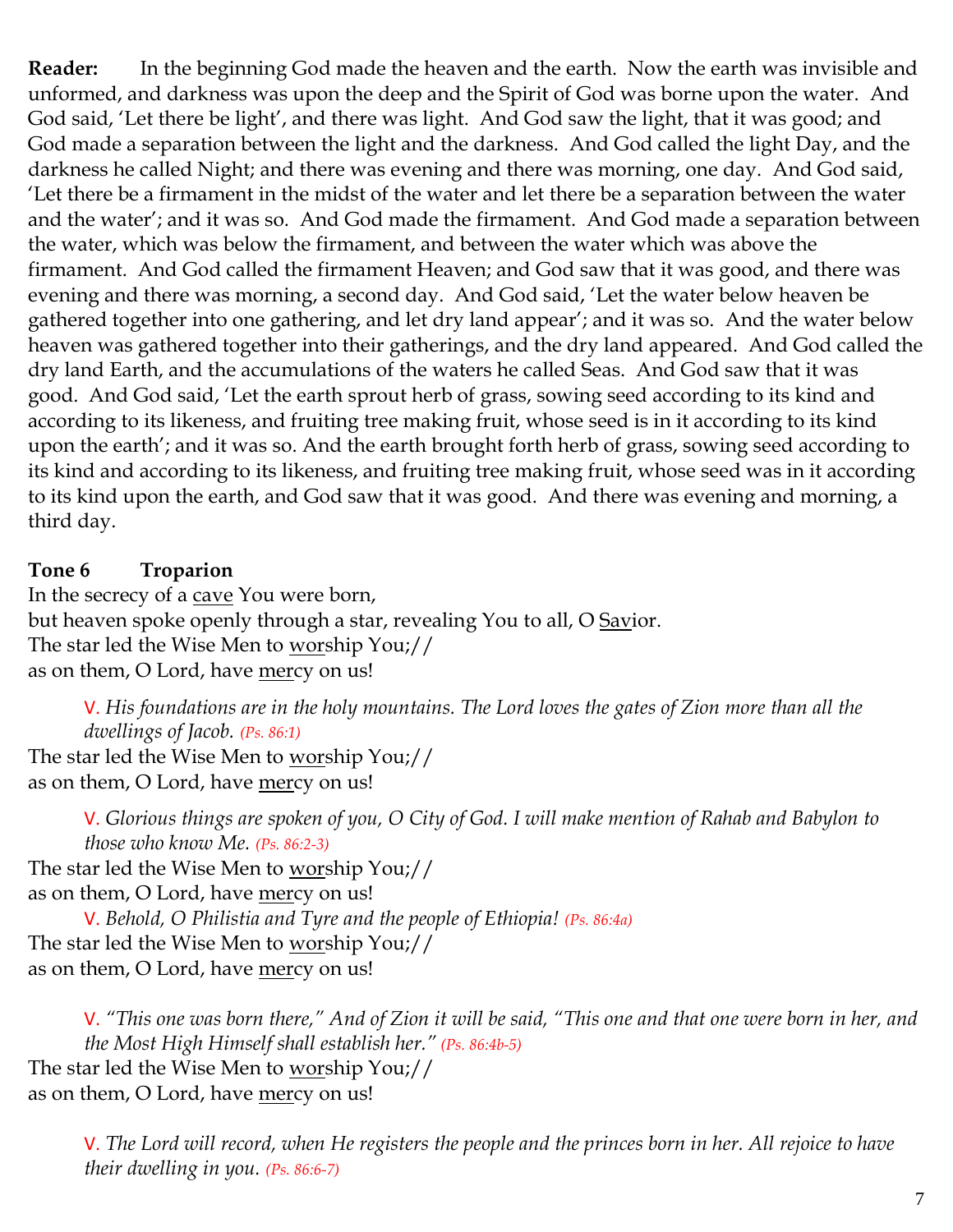**Reader:** In the beginning God made the heaven and the earth. Now the earth was invisible and unformed, and darkness was upon the deep and the Spirit of God was borne upon the water. And God said, 'Let there be light', and there was light. And God saw the light, that it was good; and God made a separation between the light and the darkness. And God called the light Day, and the darkness he called Night; and there was evening and there was morning, one day. And God said, 'Let there be a firmament in the midst of the water and let there be a separation between the water and the water'; and it was so. And God made the firmament. And God made a separation between the water, which was below the firmament, and between the water which was above the firmament. And God called the firmament Heaven; and God saw that it was good, and there was evening and there was morning, a second day. And God said, 'Let the water below heaven be gathered together into one gathering, and let dry land appear'; and it was so. And the water below heaven was gathered together into their gatherings, and the dry land appeared. And God called the dry land Earth, and the accumulations of the waters he called Seas. And God saw that it was good. And God said, 'Let the earth sprout herb of grass, sowing seed according to its kind and according to its likeness, and fruiting tree making fruit, whose seed is in it according to its kind upon the earth'; and it was so. And the earth brought forth herb of grass, sowing seed according to its kind and according to its likeness, and fruiting tree making fruit, whose seed was in it according to its kind upon the earth, and God saw that it was good. And there was evening and morning, a third day.

**Tone 6 Troparion**

In the secrecy of a cave You were born,
but heaven spoke openly through a star, revealing You to all, O Savior.
The star led the Wise Men to worship You;//
as on them, O Lord, have mercy on us!

> V. *His foundations are in the holy mountains. The Lord loves the gates of Zion more than all the dwellings of Jacob.* *(Ps. 86:1)*

The star led the Wise Men to worship You;//
as on them, O Lord, have mercy on us!

> V. *Glorious things are spoken of you, O City of God. I will make mention of Rahab and Babylon to those who know Me.* *(Ps. 86:2-3)*

The star led the Wise Men to worship You;//
as on them, O Lord, have mercy on us!

> V. *Behold, O Philistia and Tyre and the people of Ethiopia!* *(Ps. 86:4a)*

The star led the Wise Men to worship You;//
as on them, O Lord, have mercy on us!

> V. *"This one was born there," And of Zion it will be said, "This one and that one were born in her, and the Most High Himself shall establish her."* *(Ps. 86:4b-5)*

The star led the Wise Men to worship You;//
as on them, O Lord, have mercy on us!

> V. *The Lord will record, when He registers the people and the princes born in her. All rejoice to have their dwelling in you.* *(Ps. 86:6-7)*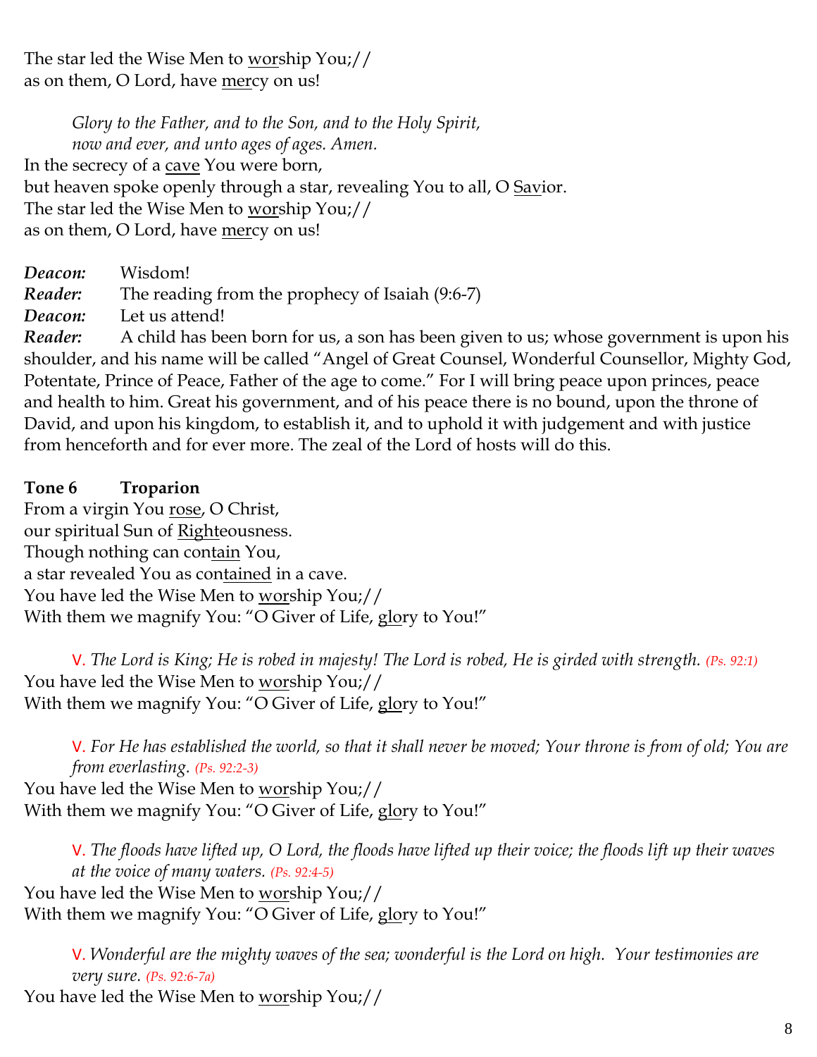The star led the Wise Men to <u>wor</u>ship You;//
as on them, O Lord, have <u>mer</u>cy on us!

*Glory to the Father, and to the Son, and to the Holy Spirit,*
*now and ever, and unto ages of ages. Amen.*

In the secrecy of a <u>cave</u> You were born,
but heaven spoke openly through a star, revealing You to all, O <u>Sav</u>ior.
The star led the Wise Men to <u>wor</u>ship You;//
as on them, O Lord, have <u>mer</u>cy on us!

***Deacon:*** Wisdom!
***Reader:*** The reading from the prophecy of Isaiah (9:6-7)
***Deacon:*** Let us attend!
***Reader:*** A child has been born for us, a son has been given to us; whose government is upon his shoulder, and his name will be called "Angel of Great Counsel, Wonderful Counsellor, Mighty God, Potentate, Prince of Peace, Father of the age to come." For I will bring peace upon princes, peace and health to him. Great his government, and of his peace there is no bound, upon the throne of David, and upon his kingdom, to establish it, and to uphold it with judgement and with justice from henceforth and for ever more. The zeal of the Lord of hosts will do this.

**Tone 6 Troparion**

From a virgin You <u>rose</u>, O Christ,
our spiritual Sun of <u>Right</u>eousness.
Though nothing can con<u>tain</u> You,
a star revealed You as con<u>tained</u> in a cave.
You have led the Wise Men to <u>wor</u>ship You;//
With them we magnify You: "O Giver of Life, <u>glo</u>ry to You!"

V. *The Lord is King; He is robed in majesty! The Lord is robed, He is girded with strength.* *(Ps. 92:1)*

You have led the Wise Men to <u>wor</u>ship You;//
With them we magnify You: "O Giver of Life, <u>glo</u>ry to You!"

V. *For He has established the world, so that it shall never be moved; Your throne is from of old; You are from everlasting.* *(Ps. 92:2-3)*

You have led the Wise Men to <u>wor</u>ship You;//
With them we magnify You: "O Giver of Life, <u>glo</u>ry to You!"

V. *The floods have lifted up, O Lord, the floods have lifted up their voice; the floods lift up their waves at the voice of many waters.* *(Ps. 92:4-5)*

You have led the Wise Men to <u>wor</u>ship You;//
With them we magnify You: "O Giver of Life, <u>glo</u>ry to You!"

V. *Wonderful are the mighty waves of the sea; wonderful is the Lord on high. Your testimonies are very sure.* *(Ps. 92:6-7a)*

You have led the Wise Men to <u>wor</u>ship You;//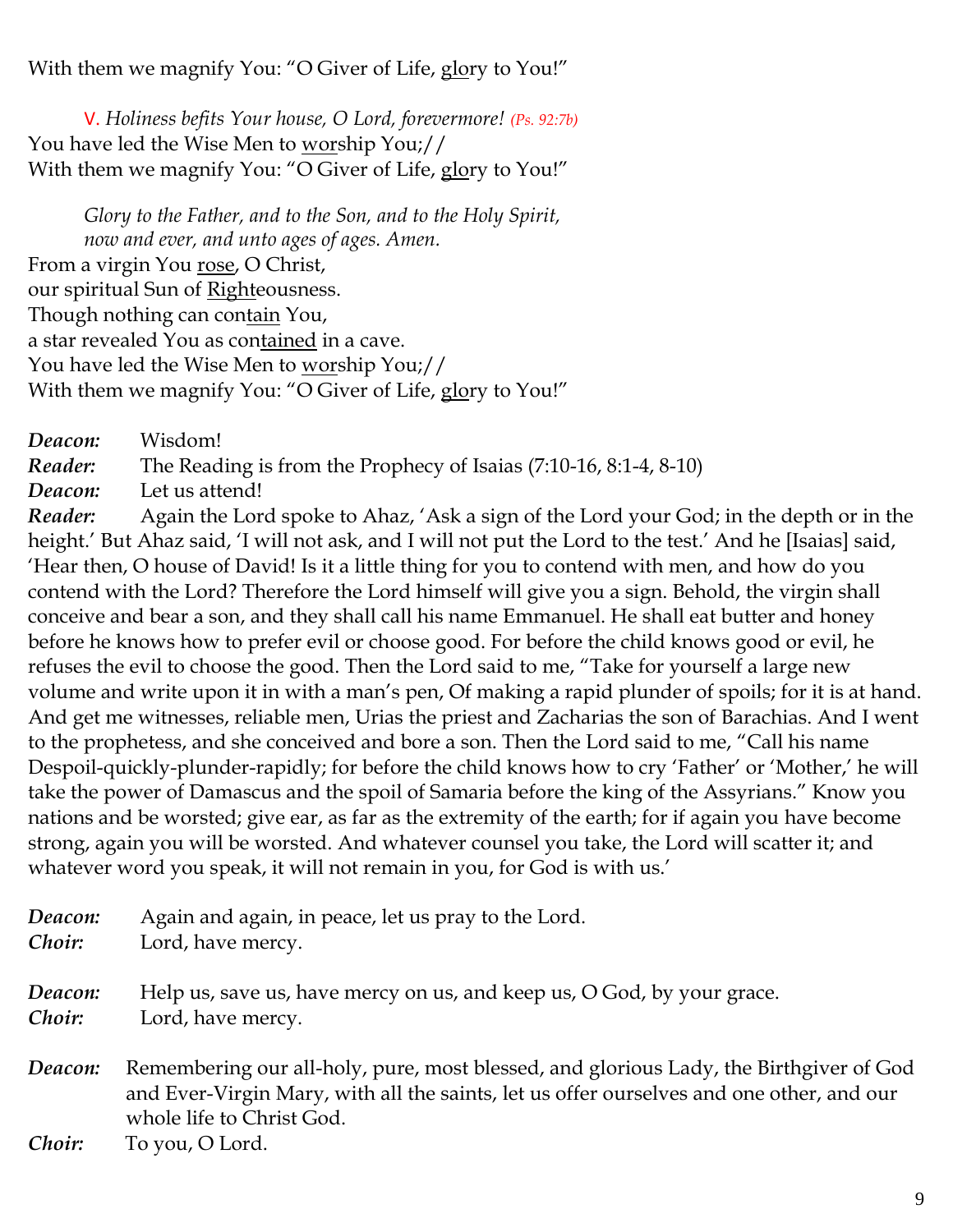With them we magnify You: "O Giver of Life, <u>glo</u>ry to You!"

V. *Holiness befits Your house, O Lord, forevermore! (Ps. 92:7b)*
You have led the Wise Men to <u>wor</u>ship You;//
With them we magnify You: "O Giver of Life, <u>glo</u>ry to You!"

*Glory to the Father, and to the Son, and to the Holy Spirit,*
*now and ever, and unto ages of ages. Amen.*
From a virgin You <u>rose</u>, O Christ,
our spiritual Sun of <u>Right</u>eousness.
Though nothing can con<u>tain</u> You,
a star revealed You as con<u>tained</u> in a cave.
You have led the Wise Men to <u>wor</u>ship You;//
With them we magnify You: "O Giver of Life, <u>glo</u>ry to You!"

***Deacon:*** Wisdom!
***Reader:*** The Reading is from the Prophecy of Isaias (7:10-16, 8:1-4, 8-10)
***Deacon:*** Let us attend!
***Reader:*** Again the Lord spoke to Ahaz, 'Ask a sign of the Lord your God; in the depth or in the height.' But Ahaz said, 'I will not ask, and I will not put the Lord to the test.' And he [Isaias] said, 'Hear then, O house of David! Is it a little thing for you to contend with men, and how do you contend with the Lord? Therefore the Lord himself will give you a sign. Behold, the virgin shall conceive and bear a son, and they shall call his name Emmanuel. He shall eat butter and honey before he knows how to prefer evil or choose good. For before the child knows good or evil, he refuses the evil to choose the good. Then the Lord said to me, "Take for yourself a large new volume and write upon it in with a man's pen, Of making a rapid plunder of spoils; for it is at hand. And get me witnesses, reliable men, Urias the priest and Zacharias the son of Barachias. And I went to the prophetess, and she conceived and bore a son. Then the Lord said to me, "Call his name Despoil-quickly-plunder-rapidly; for before the child knows how to cry 'Father' or 'Mother,' he will take the power of Damascus and the spoil of Samaria before the king of the Assyrians." Know you nations and be worsted; give ear, as far as the extremity of the earth; for if again you have become strong, again you will be worsted. And whatever counsel you take, the Lord will scatter it; and whatever word you speak, it will not remain in you, for God is with us.'

***Deacon:*** Again and again, in peace, let us pray to the Lord.
***Choir:*** Lord, have mercy.

***Deacon:*** Help us, save us, have mercy on us, and keep us, O God, by your grace.
***Choir:*** Lord, have mercy.

***Deacon:*** Remembering our all-holy, pure, most blessed, and glorious Lady, the Birthgiver of God and Ever-Virgin Mary, with all the saints, let us offer ourselves and one other, and our whole life to Christ God.
***Choir:*** To you, O Lord.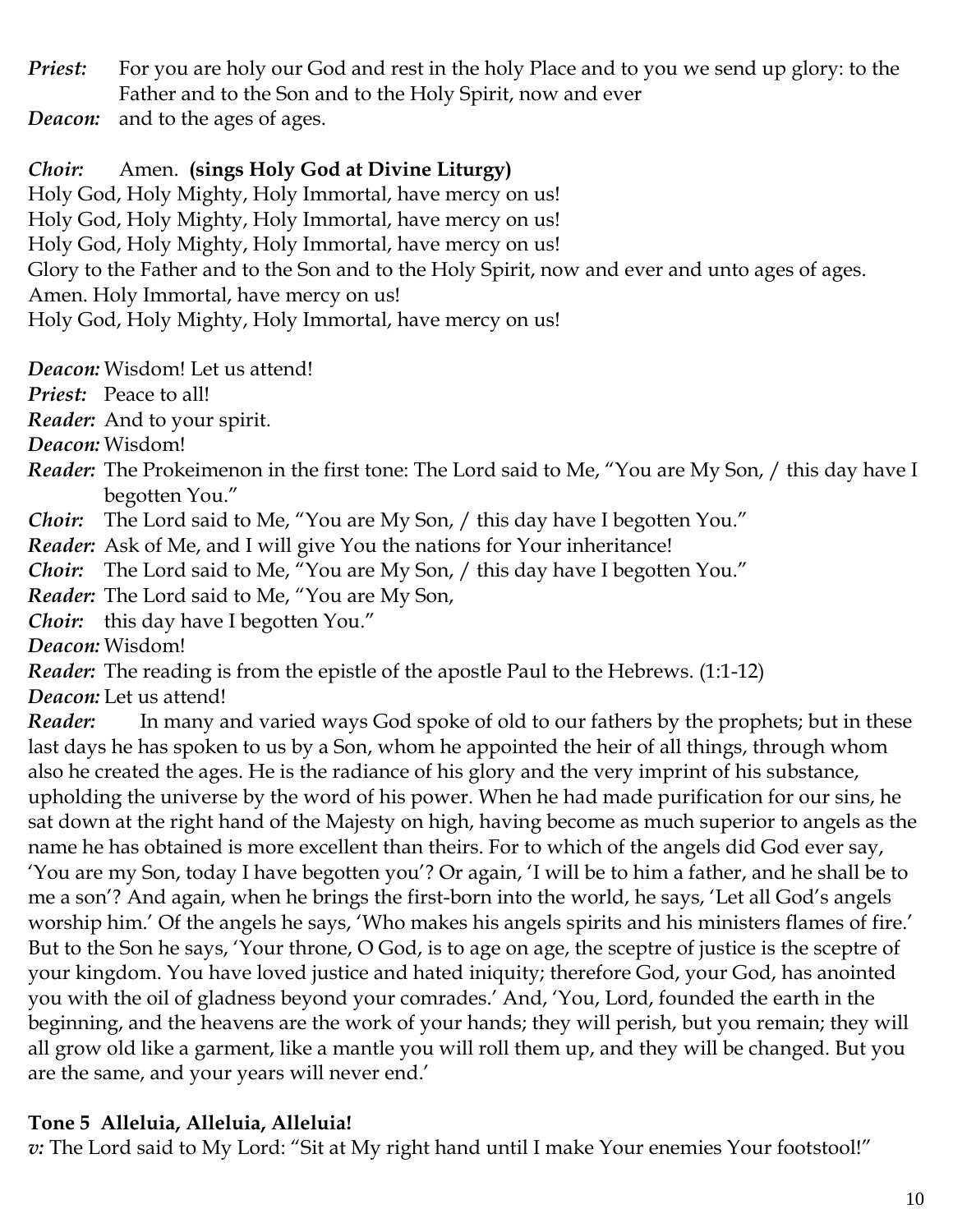***Priest:*** For you are holy our God and rest in the holy Place and to you we send up glory: to the Father and to the Son and to the Holy Spirit, now and ever

***Deacon:*** and to the ages of ages.

***Choir:*** Amen. **(sings Holy God at Divine Liturgy)**

Holy God, Holy Mighty, Holy Immortal, have mercy on us!
Holy God, Holy Mighty, Holy Immortal, have mercy on us!
Holy God, Holy Mighty, Holy Immortal, have mercy on us!
Glory to the Father and to the Son and to the Holy Spirit, now and ever and unto ages of ages.
Amen. Holy Immortal, have mercy on us!
Holy God, Holy Mighty, Holy Immortal, have mercy on us!

***Deacon:*** Wisdom! Let us attend!

***Priest:*** Peace to all!

***Reader:*** And to your spirit.

***Deacon:*** Wisdom!

***Reader:*** The Prokeimenon in the first tone: The Lord said to Me, "You are My Son, / this day have I begotten You."

***Choir:*** The Lord said to Me, "You are My Son, / this day have I begotten You."

***Reader:*** Ask of Me, and I will give You the nations for Your inheritance!

***Choir:*** The Lord said to Me, "You are My Son, / this day have I begotten You."

***Reader:*** The Lord said to Me, "You are My Son,

***Choir:*** this day have I begotten You."

***Deacon:*** Wisdom!

***Reader:*** The reading is from the epistle of the apostle Paul to the Hebrews. (1:1-12)

***Deacon:*** Let us attend!

***Reader:*** In many and varied ways God spoke of old to our fathers by the prophets; but in these last days he has spoken to us by a Son, whom he appointed the heir of all things, through whom also he created the ages. He is the radiance of his glory and the very imprint of his substance, upholding the universe by the word of his power. When he had made purification for our sins, he sat down at the right hand of the Majesty on high, having become as much superior to angels as the name he has obtained is more excellent than theirs. For to which of the angels did God ever say, 'You are my Son, today I have begotten you'? Or again, 'I will be to him a father, and he shall be to me a son'? And again, when he brings the first-born into the world, he says, 'Let all God's angels worship him.' Of the angels he says, 'Who makes his angels spirits and his ministers flames of fire.' But to the Son he says, 'Your throne, O God, is to age on age, the sceptre of justice is the sceptre of your kingdom. You have loved justice and hated iniquity; therefore God, your God, has anointed you with the oil of gladness beyond your comrades.' And, 'You, Lord, founded the earth in the beginning, and the heavens are the work of your hands; they will perish, but you remain; they will all grow old like a garment, like a mantle you will roll them up, and they will be changed. But you are the same, and your years will never end.'

**Tone 5 Alleluia, Alleluia, Alleluia!**

*v:* The Lord said to My Lord: "Sit at My right hand until I make Your enemies Your footstool!"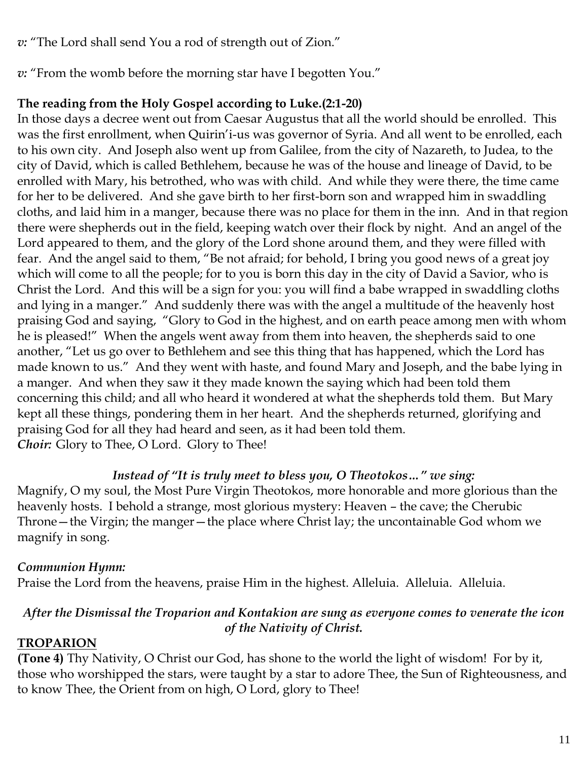*v:* "The Lord shall send You a rod of strength out of Zion."

*v:* "From the womb before the morning star have I begotten You."

**The reading from the Holy Gospel according to Luke.(2:1-20)**
In those days a decree went out from Caesar Augustus that all the world should be enrolled. This was the first enrollment, when Quirin'i-us was governor of Syria. And all went to be enrolled, each to his own city. And Joseph also went up from Galilee, from the city of Nazareth, to Judea, to the city of David, which is called Bethlehem, because he was of the house and lineage of David, to be enrolled with Mary, his betrothed, who was with child. And while they were there, the time came for her to be delivered. And she gave birth to her first-born son and wrapped him in swaddling cloths, and laid him in a manger, because there was no place for them in the inn. And in that region there were shepherds out in the field, keeping watch over their flock by night. And an angel of the Lord appeared to them, and the glory of the Lord shone around them, and they were filled with fear. And the angel said to them, "Be not afraid; for behold, I bring you good news of a great joy which will come to all the people; for to you is born this day in the city of David a Savior, who is Christ the Lord. And this will be a sign for you: you will find a babe wrapped in swaddling cloths and lying in a manger." And suddenly there was with the angel a multitude of the heavenly host praising God and saying, "Glory to God in the highest, and on earth peace among men with whom he is pleased!" When the angels went away from them into heaven, the shepherds said to one another, "Let us go over to Bethlehem and see this thing that has happened, which the Lord has made known to us." And they went with haste, and found Mary and Joseph, and the babe lying in a manger. And when they saw it they made known the saying which had been told them concerning this child; and all who heard it wondered at what the shepherds told them. But Mary kept all these things, pondering them in her heart. And the shepherds returned, glorifying and praising God for all they had heard and seen, as it had been told them.
***Choir:*** Glory to Thee, O Lord. Glory to Thee!

***Instead of "It is truly meet to bless you, O Theotokos…" we sing:***

Magnify, O my soul, the Most Pure Virgin Theotokos, more honorable and more glorious than the heavenly hosts. I behold a strange, most glorious mystery: Heaven – the cave; the Cherubic Throne—the Virgin; the manger—the place where Christ lay; the uncontainable God whom we magnify in song.

***Communion Hymn:***
Praise the Lord from the heavens, praise Him in the highest. Alleluia. Alleluia. Alleluia.

***After the Dismissal the Troparion and Kontakion are sung as everyone comes to venerate the icon of the Nativity of Christ.***

**TROPARION**

**(Tone 4)** Thy Nativity, O Christ our God, has shone to the world the light of wisdom! For by it, those who worshipped the stars, were taught by a star to adore Thee, the Sun of Righteousness, and to know Thee, the Orient from on high, O Lord, glory to Thee!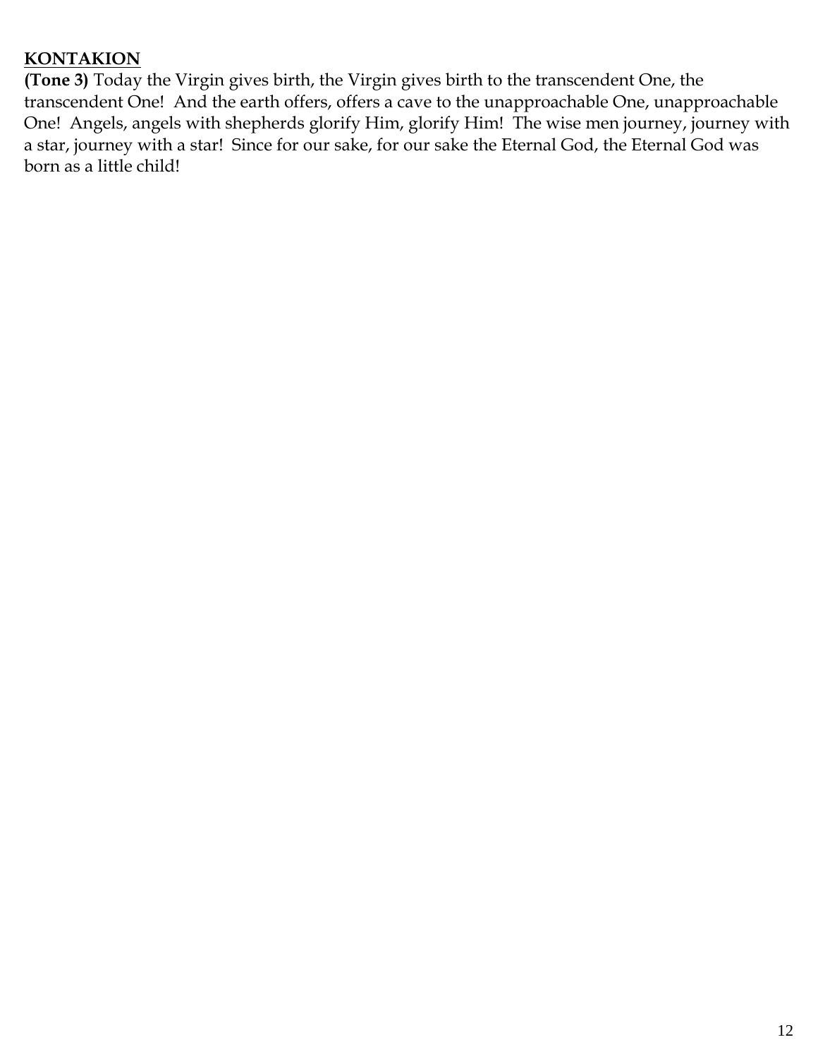**KONTAKION**

**(Tone 3)** Today the Virgin gives birth, the Virgin gives birth to the transcendent One, the transcendent One! And the earth offers, offers a cave to the unapproachable One, unapproachable One! Angels, angels with shepherds glorify Him, glorify Him! The wise men journey, journey with a star, journey with a star! Since for our sake, for our sake the Eternal God, the Eternal God was born as a little child!